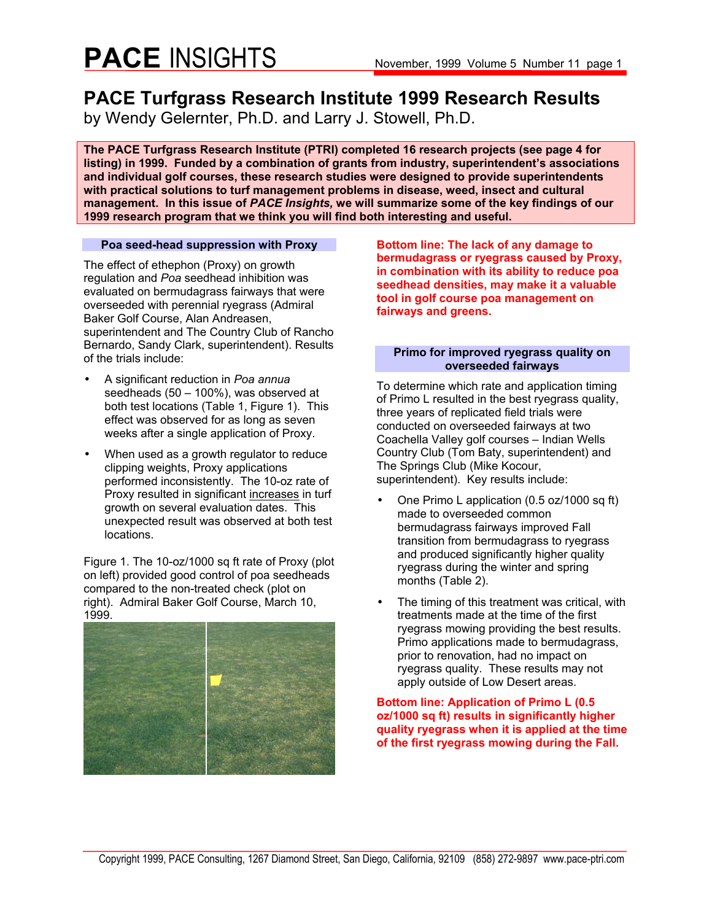# PACE INSIGHTS

## PACE Turfgrass Research Institute 1999 Research Results

by Wendy Gelernter, Ph.D. and Larry J. Stowell, Ph.D.

**The PACE Turfgrass Research Institute (PTRI) completed 16 research projects (see page 4 for listing) in 1999. Funded by a combination of grants from industry, superintendent's associations and individual golf courses, these research studies were designed to provide superintendents with practical solutions to turf management problems in disease, weed, insect and cultural management. In this issue of *PACE Insights,* we will summarize some of the key findings of our 1999 research program that we think you will find both interesting and useful.**

### Poa seed-head suppression with Proxy

The effect of ethephon (Proxy) on growth regulation and *Poa* seedhead inhibition was evaluated on bermudagrass fairways that were overseeded with perennial ryegrass (Admiral Baker Golf Course, Alan Andreasen, superintendent and The Country Club of Rancho Bernardo, Sandy Clark, superintendent). Results of the trials include:

- A significant reduction in *Poa annua* seedheads (50 – 100%), was observed at both test locations (Table 1, Figure 1). This effect was observed for as long as seven weeks after a single application of Proxy.
- When used as a growth regulator to reduce clipping weights, Proxy applications performed inconsistently. The 10-oz rate of Proxy resulted in significant <u>increases</u> in turf growth on several evaluation dates. This unexpected result was observed at both test locations.

Figure 1. The 10-oz/1000 sq ft rate of Proxy (plot on left) provided good control of poa seedheads compared to the non-treated check (plot on right). Admiral Baker Golf Course, March 10, 1999.

**Bottom line: The lack of any damage to bermudagrass or ryegrass caused by Proxy, in combination with its ability to reduce poa seedhead densities, may make it a valuable tool in golf course poa management on fairways and greens.**

### Primo for improved ryegrass quality on overseeded fairways

To determine which rate and application timing of Primo L resulted in the best ryegrass quality, three years of replicated field trials were conducted on overseeded fairways at two Coachella Valley golf courses – Indian Wells Country Club (Tom Baty, superintendent) and The Springs Club (Mike Kocour, superintendent). Key results include:

- One Primo L application (0.5 oz/1000 sq ft) made to overseeded common bermudagrass fairways improved Fall transition from bermudagrass to ryegrass and produced significantly higher quality ryegrass during the winter and spring months (Table 2).
- The timing of this treatment was critical, with treatments made at the time of the first ryegrass mowing providing the best results. Primo applications made to bermudagrass, prior to renovation, had no impact on ryegrass quality. These results may not apply outside of Low Desert areas.

**Bottom line: Application of Primo L (0.5 oz/1000 sq ft) results in significantly higher quality ryegrass when it is applied at the time of the first ryegrass mowing during the Fall.**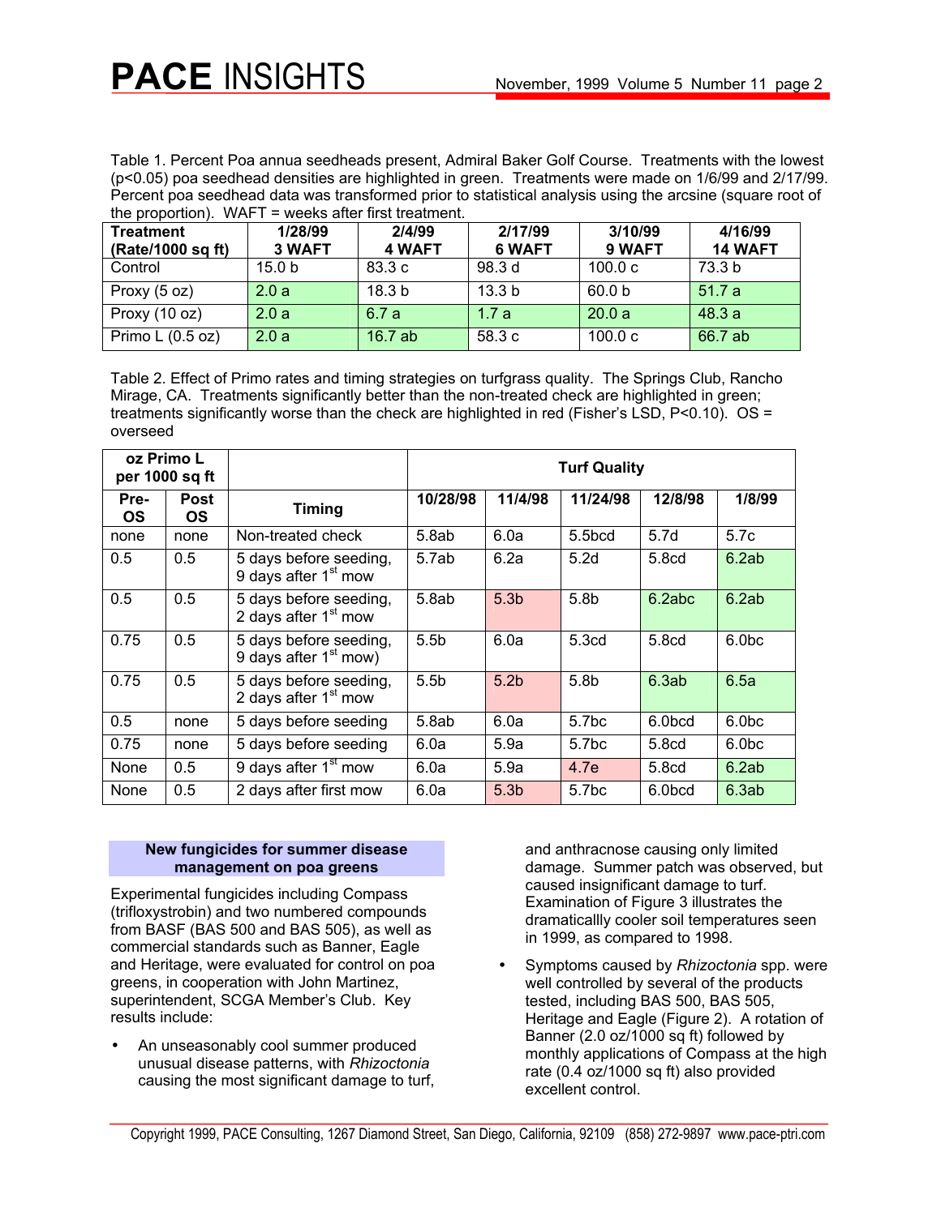Table 1. Percent Poa annua seedheads present, Admiral Baker Golf Course. Treatments with the lowest (p<0.05) poa seedhead densities are highlighted in green. Treatments were made on 1/6/99 and 2/17/99. Percent poa seedhead data was transformed prior to statistical analysis using the arcsine (square root of the proportion). WAFT = weeks after first treatment.

| Treatment (Rate/1000 sq ft) | 1/28/99 3 WAFT | 2/4/99 4 WAFT | 2/17/99 6 WAFT | 3/10/99 9 WAFT | 4/16/99 14 WAFT |
|---|---|---|---|---|---|
| Control | 15.0 b | 83.3 c | 98.3 d | 100.0 c | 73.3 b |
| Proxy (5 oz) | 2.0 a | 18.3 b | 13.3 b | 60.0 b | 51.7 a |
| Proxy (10 oz) | 2.0 a | 6.7 a | 1.7 a | 20.0 a | 48.3 a |
| Primo L (0.5 oz) | 2.0 a | 16.7 ab | 58.3 c | 100.0 c | 66.7 ab |

Table 2. Effect of Primo rates and timing strategies on turfgrass quality. The Springs Club, Rancho Mirage, CA. Treatments significantly better than the non-treated check are highlighted in green; treatments significantly worse than the check are highlighted in red (Fisher's LSD, P<0.10). OS = overseed

| oz Primo L per 1000 sq ft | | | Turf Quality | | | | |
|---|---|---|---|---|---|---|---|
| Pre-OS | Post OS | Timing | 10/28/98 | 11/4/98 | 11/24/98 | 12/8/98 | 1/8/99 |
| none | none | Non-treated check | 5.8ab | 6.0a | 5.5bcd | 5.7d | 5.7c |
| 0.5 | 0.5 | 5 days before seeding, 9 days after 1st mow | 5.7ab | 6.2a | 5.2d | 5.8cd | 6.2ab |
| 0.5 | 0.5 | 5 days before seeding, 2 days after 1st mow | 5.8ab | 5.3b | 5.8b | 6.2abc | 6.2ab |
| 0.75 | 0.5 | 5 days before seeding, 9 days after 1st mow) | 5.5b | 6.0a | 5.3cd | 5.8cd | 6.0bc |
| 0.75 | 0.5 | 5 days before seeding, 2 days after 1st mow | 5.5b | 5.2b | 5.8b | 6.3ab | 6.5a |
| 0.5 | none | 5 days before seeding | 5.8ab | 6.0a | 5.7bc | 6.0bcd | 6.0bc |
| 0.75 | none | 5 days before seeding | 6.0a | 5.9a | 5.7bc | 5.8cd | 6.0bc |
| None | 0.5 | 9 days after 1st mow | 6.0a | 5.9a | 4.7e | 5.8cd | 6.2ab |
| None | 0.5 | 2 days after first mow | 6.0a | 5.3b | 5.7bc | 6.0bcd | 6.3ab |

## New fungicides for summer disease management on poa greens

Experimental fungicides including Compass (trifloxystrobin) and two numbered compounds from BASF (BAS 500 and BAS 505), as well as commercial standards such as Banner, Eagle and Heritage, were evaluated for control on poa greens, in cooperation with John Martinez, superintendent, SCGA Member's Club. Key results include:

- An unseasonably cool summer produced unusual disease patterns, with *Rhizoctonia* causing the most significant damage to turf, and anthracnose causing only limited damage. Summer patch was observed, but caused insignificant damage to turf. Examination of Figure 3 illustrates the dramaticallly cooler soil temperatures seen in 1999, as compared to 1998.
- Symptoms caused by *Rhizoctonia* spp. were well controlled by several of the products tested, including BAS 500, BAS 505, Heritage and Eagle (Figure 2). A rotation of Banner (2.0 oz/1000 sq ft) followed by monthly applications of Compass at the high rate (0.4 oz/1000 sq ft) also provided excellent control.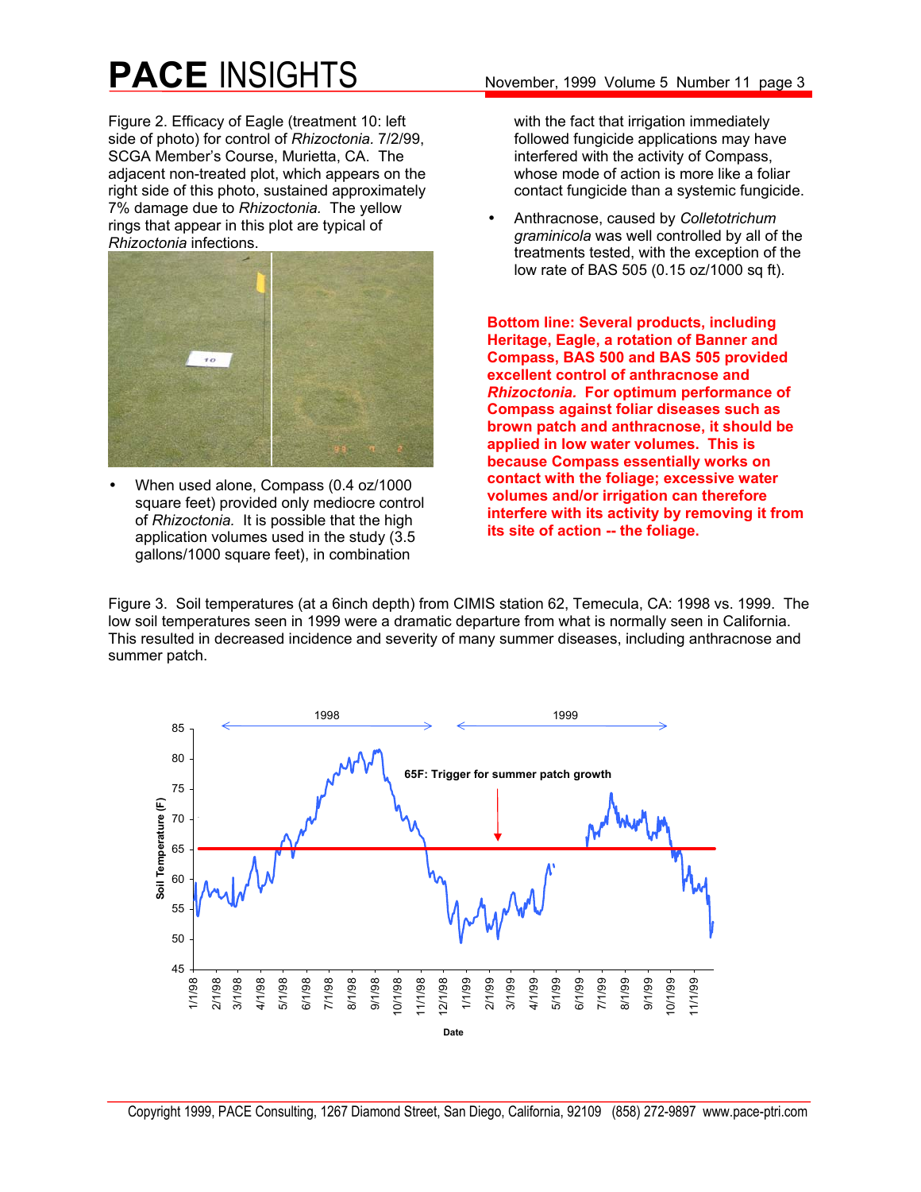Figure 2. Efficacy of Eagle (treatment 10: left side of photo) for control of *Rhizoctonia*. 7/2/99, SCGA Member's Course, Murietta, CA. The adjacent non-treated plot, which appears on the right side of this photo, sustained approximately 7% damage due to *Rhizoctonia*. The yellow rings that appear in this plot are typical of *Rhizoctonia* infections.

- When used alone, Compass (0.4 oz/1000 square feet) provided only mediocre control of *Rhizoctonia*. It is possible that the high application volumes used in the study (3.5 gallons/1000 square feet), in combination with the fact that irrigation immediately followed fungicide applications may have interfered with the activity of Compass, whose mode of action is more like a foliar contact fungicide than a systemic fungicide.
- Anthracnose, caused by *Colletotrichum graminicola* was well controlled by all of the treatments tested, with the exception of the low rate of BAS 505 (0.15 oz/1000 sq ft).

**Bottom line: Several products, including Heritage, Eagle, a rotation of Banner and Compass, BAS 500 and BAS 505 provided excellent control of anthracnose and *Rhizoctonia*. For optimum performance of Compass against foliar diseases such as brown patch and anthracnose, it should be applied in low water volumes. This is because Compass essentially works on contact with the foliage; excessive water volumes and/or irrigation can therefore interfere with its activity by removing it from its site of action -- the foliage.**

Figure 3. Soil temperatures (at a 6inch depth) from CIMIS station 62, Temecula, CA: 1998 vs. 1999. The low soil temperatures seen in 1999 were a dramatic departure from what is normally seen in California. This resulted in decreased incidence and severity of many summer diseases, including anthracnose and summer patch.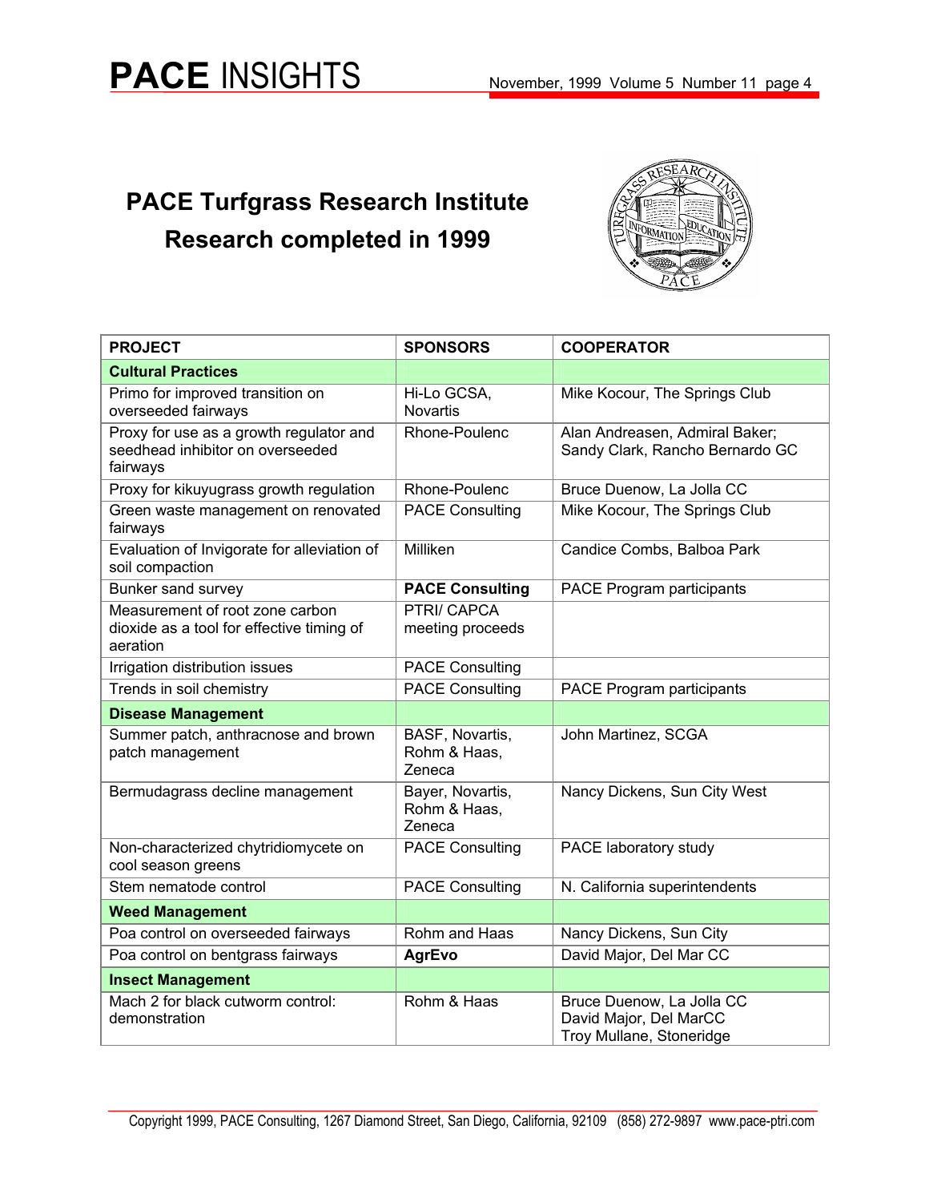# PACE Turfgrass Research Institute
## Research completed in 1999

| PROJECT | SPONSORS | COOPERATOR |
|---|---|---|
| **Cultural Practices** | | |
| Primo for improved transition on overseeded fairways | Hi-Lo GCSA, Novartis | Mike Kocour, The Springs Club |
| Proxy for use as a growth regulator and seedhead inhibitor on overseeded fairways | Rhone-Poulenc | Alan Andreasen, Admiral Baker; Sandy Clark, Rancho Bernardo GC |
| Proxy for kikuyugrass growth regulation | Rhone-Poulenc | Bruce Duenow, La Jolla CC |
| Green waste management on renovated fairways | PACE Consulting | Mike Kocour, The Springs Club |
| Evaluation of Invigorate for alleviation of soil compaction | Milliken | Candice Combs, Balboa Park |
| Bunker sand survey | **PACE Consulting** | PACE Program participants |
| Measurement of root zone carbon dioxide as a tool for effective timing of aeration | PTRI/ CAPCA meeting proceeds | |
| Irrigation distribution issues | PACE Consulting | |
| Trends in soil chemistry | PACE Consulting | PACE Program participants |
| **Disease Management** | | |
| Summer patch, anthracnose and brown patch management | BASF, Novartis, Rohm & Haas, Zeneca | John Martinez, SCGA |
| Bermudagrass decline management | Bayer, Novartis, Rohm & Haas, Zeneca | Nancy Dickens, Sun City West |
| Non-characterized chytridiomycete on cool season greens | PACE Consulting | PACE laboratory study |
| Stem nematode control | PACE Consulting | N. California superintendents |
| **Weed Management** | | |
| Poa control on overseeded fairways | Rohm and Haas | Nancy Dickens, Sun City |
| Poa control on bentgrass fairways | **AgrEvo** | David Major, Del Mar CC |
| **Insect Management** | | |
| Mach 2 for black cutworm control: demonstration | Rohm & Haas | Bruce Duenow, La Jolla CC<br>David Major, Del MarCC<br>Troy Mullane, Stoneridge |

Copyright 1999, PACE Consulting, 1267 Diamond Street, San Diego, California, 92109 (858) 272-9897 www.pace-ptri.com